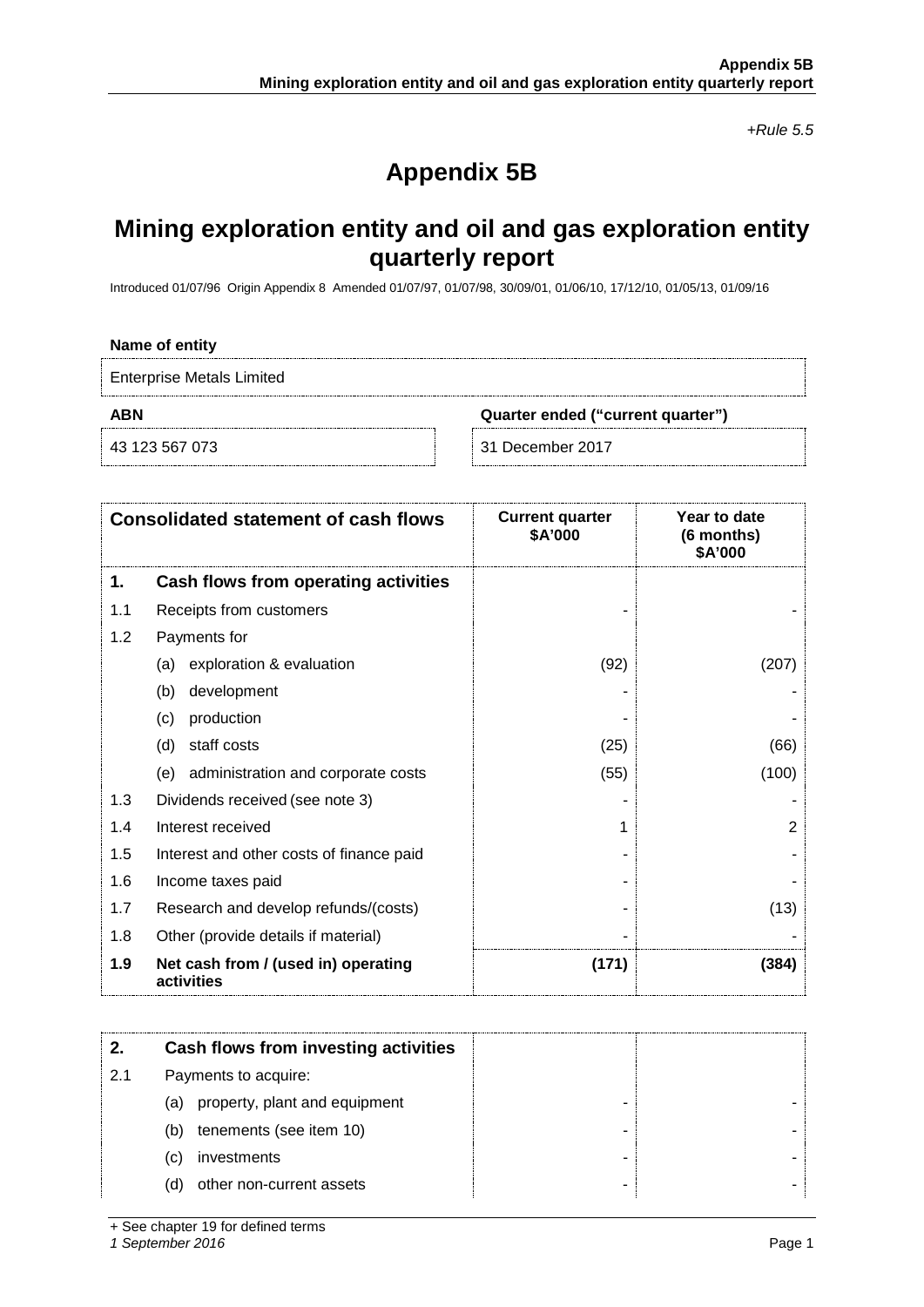*+Rule 5.5*

# Appendix 5B

## Mining exploration entity and oil and gas exploration entity quarterly report

Introduced 01/07/96 Origin Appendix 8 Amended 01/07/97, 01/07/98, 30/09/01, 01/06/10, 17/12/10, 01/05/13, 01/09/16

**Name of entity**

Enterprise Metals Limited

| ABN | Quarter ended ("current quarter") |
|---|---|
| 43 123 567 073 | 31 December 2017 |

| | Consolidated statement of cash flows | Current quarter $A'000 | Year to date (6 months) $A'000 |
|---|---|---|---|
| **1.** | **Cash flows from operating activities** | | |
| 1.1 | Receipts from customers | - | - |
| 1.2 | Payments for | | |
| | (a) exploration & evaluation | (92) | (207) |
| | (b) development | - | - |
| | (c) production | - | - |
| | (d) staff costs | (25) | (66) |
| | (e) administration and corporate costs | (55) | (100) |
| 1.3 | Dividends received (see note 3) | - | - |
| 1.4 | Interest received | 1 | 2 |
| 1.5 | Interest and other costs of finance paid | - | - |
| 1.6 | Income taxes paid | - | - |
| 1.7 | Research and develop refunds/(costs) | - | (13) |
| 1.8 | Other (provide details if material) | - | - |
| **1.9** | **Net cash from / (used in) operating activities** | **(171)** | **(384)** |

| | | | |
|---|---|---|---|
| **2.** | **Cash flows from investing activities** | | |
| 2.1 | Payments to acquire: | | |
| | (a) property, plant and equipment | - | - |
| | (b) tenements (see item 10) | - | - |
| | (c) investments | - | - |
| | (d) other non-current assets | - | - |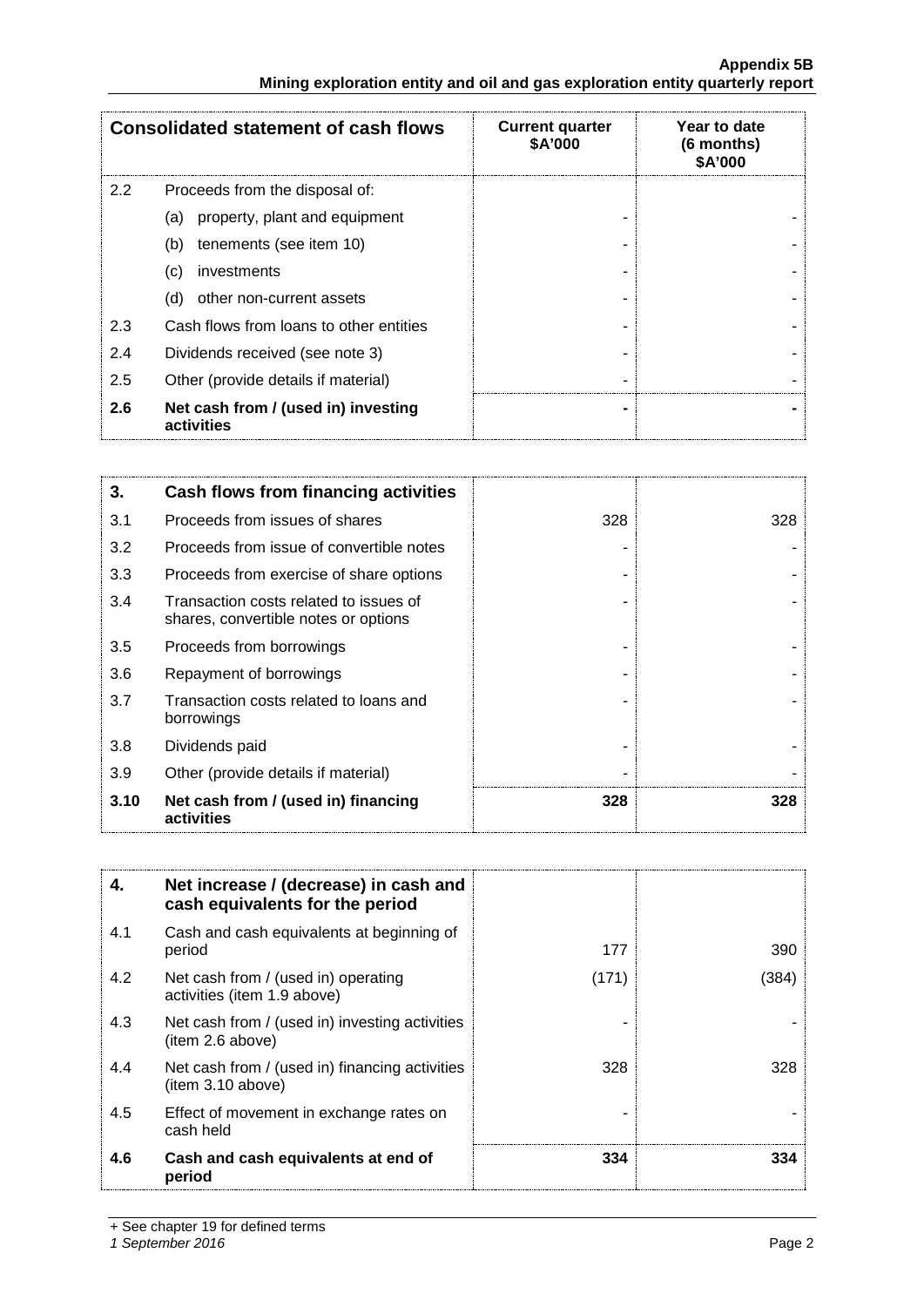| Consolidated statement of cash flows | | Current quarter $A'000 | Year to date (6 months) $A'000 |
|---|---|---|---|
| 2.2 | Proceeds from the disposal of: | | |
| | (a) property, plant and equipment | - | - |
| | (b) tenements (see item 10) | - | - |
| | (c) investments | - | - |
| | (d) other non-current assets | - | - |
| 2.3 | Cash flows from loans to other entities | - | - |
| 2.4 | Dividends received (see note 3) | - | - |
| 2.5 | Other (provide details if material) | - | - |
| **2.6** | **Net cash from / (used in) investing activities** | **-** | **-** |

| 3. | Cash flows from financing activities | | |
|---|---|---|---|
| 3.1 | Proceeds from issues of shares | 328 | 328 |
| 3.2 | Proceeds from issue of convertible notes | - | - |
| 3.3 | Proceeds from exercise of share options | - | - |
| 3.4 | Transaction costs related to issues of shares, convertible notes or options | - | - |
| 3.5 | Proceeds from borrowings | - | - |
| 3.6 | Repayment of borrowings | - | - |
| 3.7 | Transaction costs related to loans and borrowings | - | - |
| 3.8 | Dividends paid | - | - |
| 3.9 | Other (provide details if material) | - | - |
| **3.10** | **Net cash from / (used in) financing activities** | **328** | **328** |

| 4. | Net increase / (decrease) in cash and cash equivalents for the period | | |
|---|---|---|---|
| 4.1 | Cash and cash equivalents at beginning of period | 177 | 390 |
| 4.2 | Net cash from / (used in) operating activities (item 1.9 above) | (171) | (384) |
| 4.3 | Net cash from / (used in) investing activities (item 2.6 above) | - | - |
| 4.4 | Net cash from / (used in) financing activities (item 3.10 above) | 328 | 328 |
| 4.5 | Effect of movement in exchange rates on cash held | - | - |
| **4.6** | **Cash and cash equivalents at end of period** | **334** | **334** |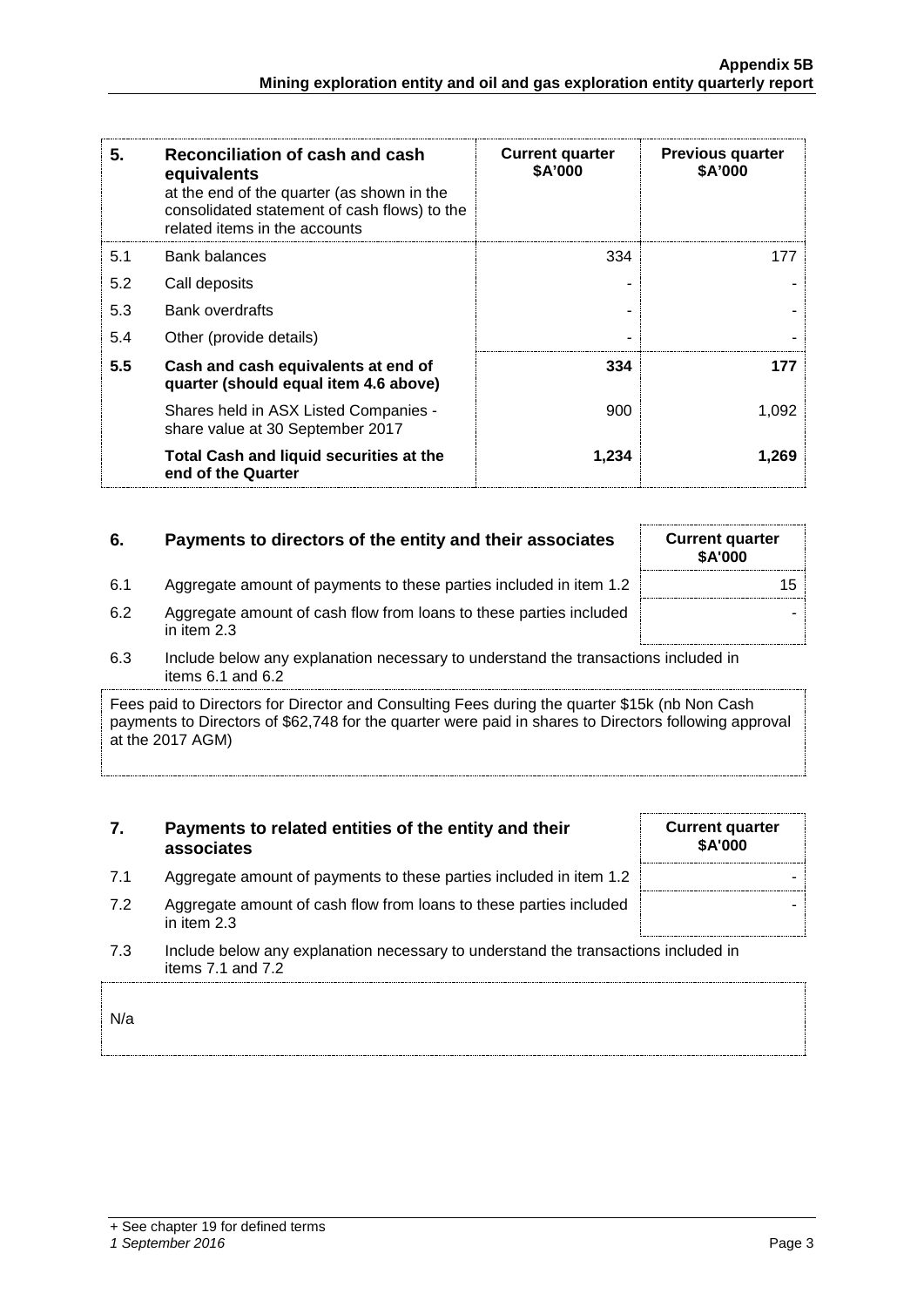| 5. | Reconciliation of cash and cash equivalents at the end of the quarter (as shown in the consolidated statement of cash flows) to the related items in the accounts | Current quarter \$A'000 | Previous quarter \$A'000 |
|---|---|---|---|
| 5.1 | Bank balances | 334 | 177 |
| 5.2 | Call deposits | - | - |
| 5.3 | Bank overdrafts | - | - |
| 5.4 | Other (provide details) | - | - |
| **5.5** | **Cash and cash equivalents at end of quarter (should equal item 4.6 above)** | **334** | **177** |
| | Shares held in ASX Listed Companies - share value at 30 September 2017 | 900 | 1,092 |
| | **Total Cash and liquid securities at the end of the Quarter** | **1,234** | **1,269** |

| 6. | Payments to directors of the entity and their associates | Current quarter \$A'000 |
|---|---|---|
| 6.1 | Aggregate amount of payments to these parties included in item 1.2 | 15 |
| 6.2 | Aggregate amount of cash flow from loans to these parties included in item 2.3 | - |

6.3 Include below any explanation necessary to understand the transactions included in items 6.1 and 6.2

Fees paid to Directors for Director and Consulting Fees during the quarter \$15k (nb Non Cash payments to Directors of \$62,748 for the quarter were paid in shares to Directors following approval at the 2017 AGM)

| 7. | Payments to related entities of the entity and their associates | Current quarter \$A'000 |
|---|---|---|
| 7.1 | Aggregate amount of payments to these parties included in item 1.2 | - |
| 7.2 | Aggregate amount of cash flow from loans to these parties included in item 2.3 | - |

7.3 Include below any explanation necessary to understand the transactions included in items 7.1 and 7.2

N/a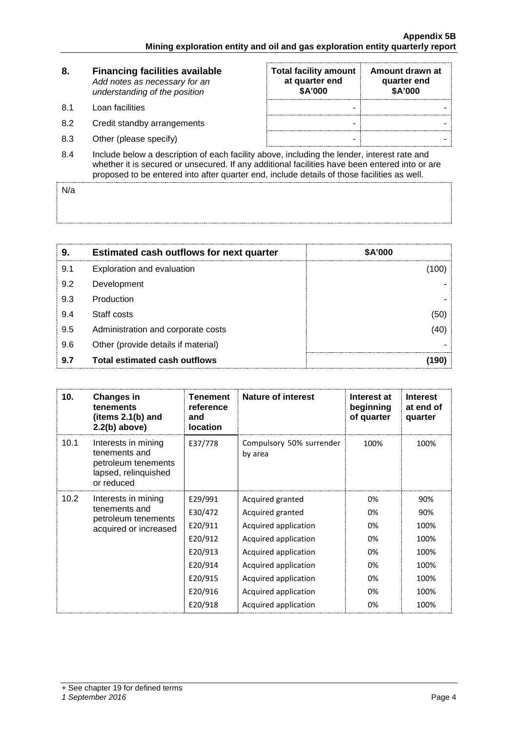| 8. | **Financing facilities available** *Add notes as necessary for an understanding of the position* | **Total facility amount at quarter end \$A'000** | **Amount drawn at quarter end \$A'000** |
|---|---|---|---|
| 8.1 | Loan facilities | - | - |
| 8.2 | Credit standby arrangements | - | - |
| 8.3 | Other (please specify) | - | - |

8.4 Include below a description of each facility above, including the lender, interest rate and whether it is secured or unsecured. If any additional facilities have been entered into or are proposed to be entered into after quarter end, include details of those facilities as well.

N/a

| 9. | **Estimated cash outflows for next quarter** | **\$A'000** |
|---|---|---|
| 9.1 | Exploration and evaluation | (100) |
| 9.2 | Development | - |
| 9.3 | Production | - |
| 9.4 | Staff costs | (50) |
| 9.5 | Administration and corporate costs | (40) |
| 9.6 | Other (provide details if material) | - |
| **9.7** | **Total estimated cash outflows** | **(190)** |

| 10. | **Changes in tenements (items 2.1(b) and 2.2(b) above)** | **Tenement reference and location** | **Nature of interest** | **Interest at beginning of quarter** | **Interest at end of quarter** |
|---|---|---|---|---|---|
| 10.1 | Interests in mining tenements and petroleum tenements lapsed, relinquished or reduced | E37/778 | Compulsory 50% surrender by area | 100% | 100% |
| 10.2 | Interests in mining tenements and petroleum tenements acquired or increased | E29/991 | Acquired granted | 0% | 90% |
| | | E30/472 | Acquired granted | 0% | 90% |
| | | E20/911 | Acquired application | 0% | 100% |
| | | E20/912 | Acquired application | 0% | 100% |
| | | E20/913 | Acquired application | 0% | 100% |
| | | E20/914 | Acquired application | 0% | 100% |
| | | E20/915 | Acquired application | 0% | 100% |
| | | E20/916 | Acquired application | 0% | 100% |
| | | E20/918 | Acquired application | 0% | 100% |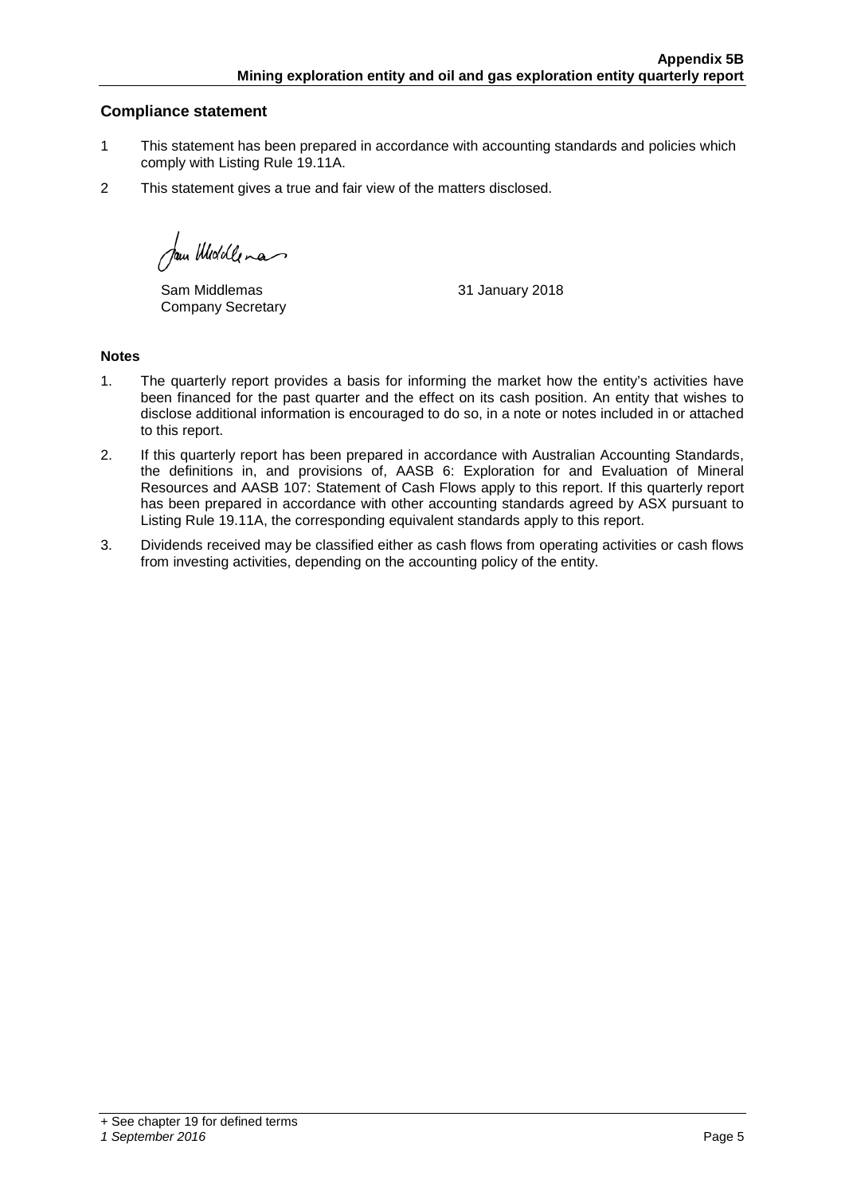## Compliance statement

1 This statement has been prepared in accordance with accounting standards and policies which comply with Listing Rule 19.11A.

2 This statement gives a true and fair view of the matters disclosed.

Sam Middlemas
Company Secretary

31 January 2018

### Notes

1. The quarterly report provides a basis for informing the market how the entity's activities have been financed for the past quarter and the effect on its cash position. An entity that wishes to disclose additional information is encouraged to do so, in a note or notes included in or attached to this report.

2. If this quarterly report has been prepared in accordance with Australian Accounting Standards, the definitions in, and provisions of, AASB 6: Exploration for and Evaluation of Mineral Resources and AASB 107: Statement of Cash Flows apply to this report. If this quarterly report has been prepared in accordance with other accounting standards agreed by ASX pursuant to Listing Rule 19.11A, the corresponding equivalent standards apply to this report.

3. Dividends received may be classified either as cash flows from operating activities or cash flows from investing activities, depending on the accounting policy of the entity.